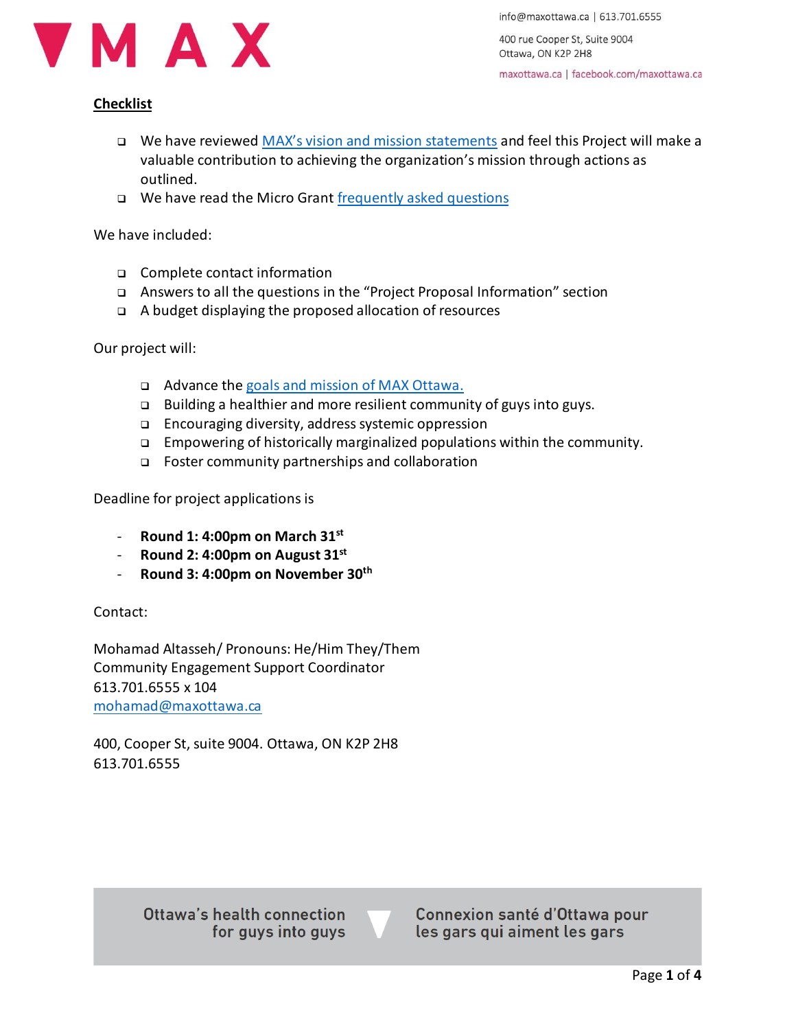**Checklist**

- ☐ We have reviewed [MAX's vision and mission statements]() and feel this Project will make a valuable contribution to achieving the organization's mission through actions as outlined.
- ☐ We have read the Micro Grant [frequently asked questions]()

We have included:

- ☐ Complete contact information
- ☐ Answers to all the questions in the "Project Proposal Information" section
- ☐ A budget displaying the proposed allocation of resources

Our project will:

- ☐ Advance the [goals and mission of MAX Ottawa.]()
- ☐ Building a healthier and more resilient community of guys into guys.
- ☐ Encouraging diversity, address systemic oppression
- ☐ Empowering of historically marginalized populations within the community.
- ☐ Foster community partnerships and collaboration

Deadline for project applications is

- **Round 1: 4:00pm on March 31st**
- **Round 2: 4:00pm on August 31st**
- **Round 3: 4:00pm on November 30th**

Contact:

Mohamad Altasseh/ Pronouns: He/Him They/Them
Community Engagement Support Coordinator
613.701.6555 x 104
[mohamad@maxottawa.ca](mailto:mohamad@maxottawa.ca)

400, Cooper St, suite 9004. Ottawa, ON K2P 2H8
613.701.6555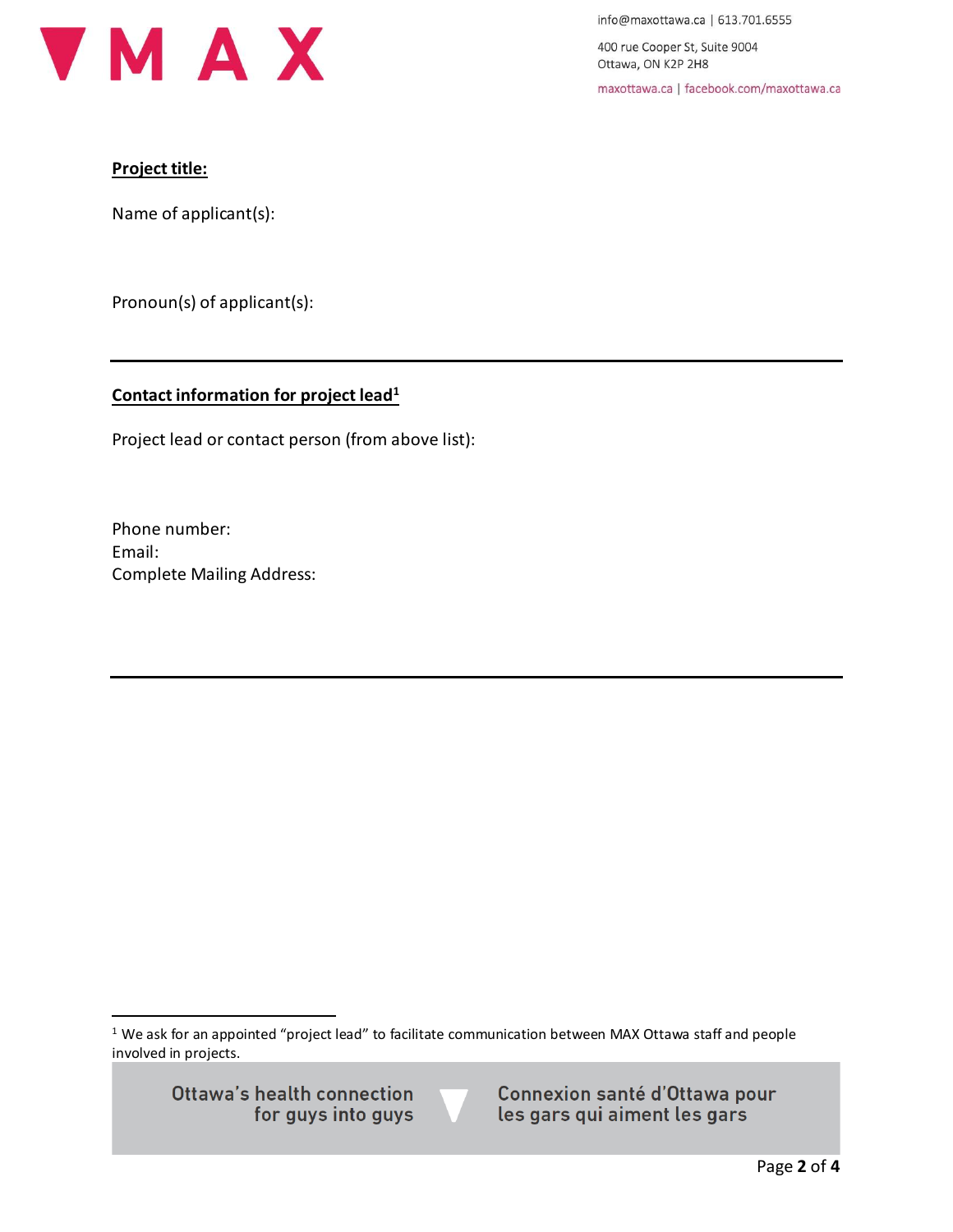**Project title:**

Name of applicant(s):

Pronoun(s) of applicant(s):

---

**Contact information for project lead**[1]

Project lead or contact person (from above list):

Phone number:
Email:
Complete Mailing Address:

---

[1] We ask for an appointed "project lead" to facilitate communication between MAX Ottawa staff and people involved in projects.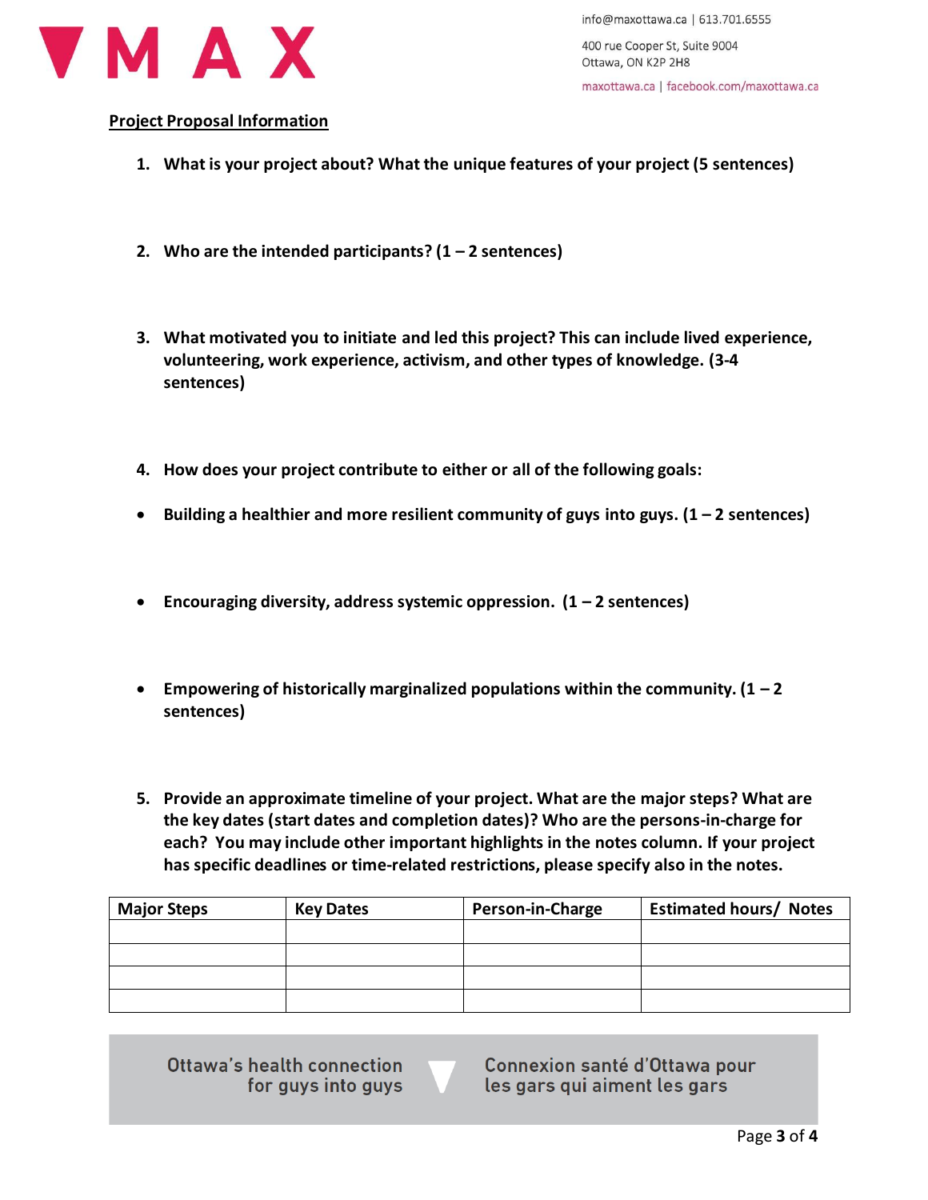VMAX

info@maxottawa.ca | 613.701.6555

400 rue Cooper St, Suite 9004
Ottawa, ON K2P 2H8

maxottawa.ca | facebook.com/maxottawa.ca

**Project Proposal Information**

1. **What is your project about? What the unique features of your project (5 sentences)**

2. **Who are the intended participants? (1 – 2 sentences)**

3. **What motivated you to initiate and led this project? This can include lived experience, volunteering, work experience, activism, and other types of knowledge. (3-4 sentences)**

4. **How does your project contribute to either or all of the following goals:**

- **Building a healthier and more resilient community of guys into guys. (1 – 2 sentences)**

- **Encouraging diversity, address systemic oppression. (1 – 2 sentences)**

- **Empowering of historically marginalized populations within the community. (1 – 2 sentences)**

5. **Provide an approximate timeline of your project. What are the major steps? What are the key dates (start dates and completion dates)? Who are the persons-in-charge for each? You may include other important highlights in the notes column. If your project has specific deadlines or time-related restrictions, please specify also in the notes.**

| Major Steps | Key Dates | Person-in-Charge | Estimated hours/ Notes |
|---|---|---|---|
| | | | |
| | | | |
| | | | |
| | | | |

Ottawa's health connection for guys into guys

Connexion santé d'Ottawa pour les gars qui aiment les gars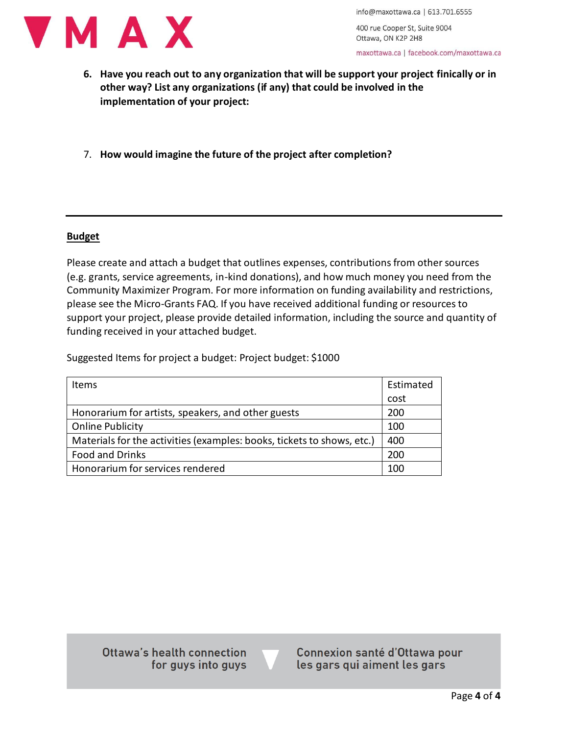6. **Have you reach out to any organization that will be support your project finically or in other way? List any organizations (if any) that could be involved in the implementation of your project:**

7. **How would imagine the future of the project after completion?**

---

**Budget**

Please create and attach a budget that outlines expenses, contributions from other sources (e.g. grants, service agreements, in-kind donations), and how much money you need from the Community Maximizer Program. For more information on funding availability and restrictions, please see the Micro-Grants FAQ. If you have received additional funding or resources to support your project, please provide detailed information, including the source and quantity of funding received in your attached budget.

Suggested Items for project a budget: Project budget: $1000

| Items | Estimated cost |
|---|---|
| Honorarium for artists, speakers, and other guests | 200 |
| Online Publicity | 100 |
| Materials for the activities (examples: books, tickets to shows, etc.) | 400 |
| Food and Drinks | 200 |
| Honorarium for services rendered | 100 |